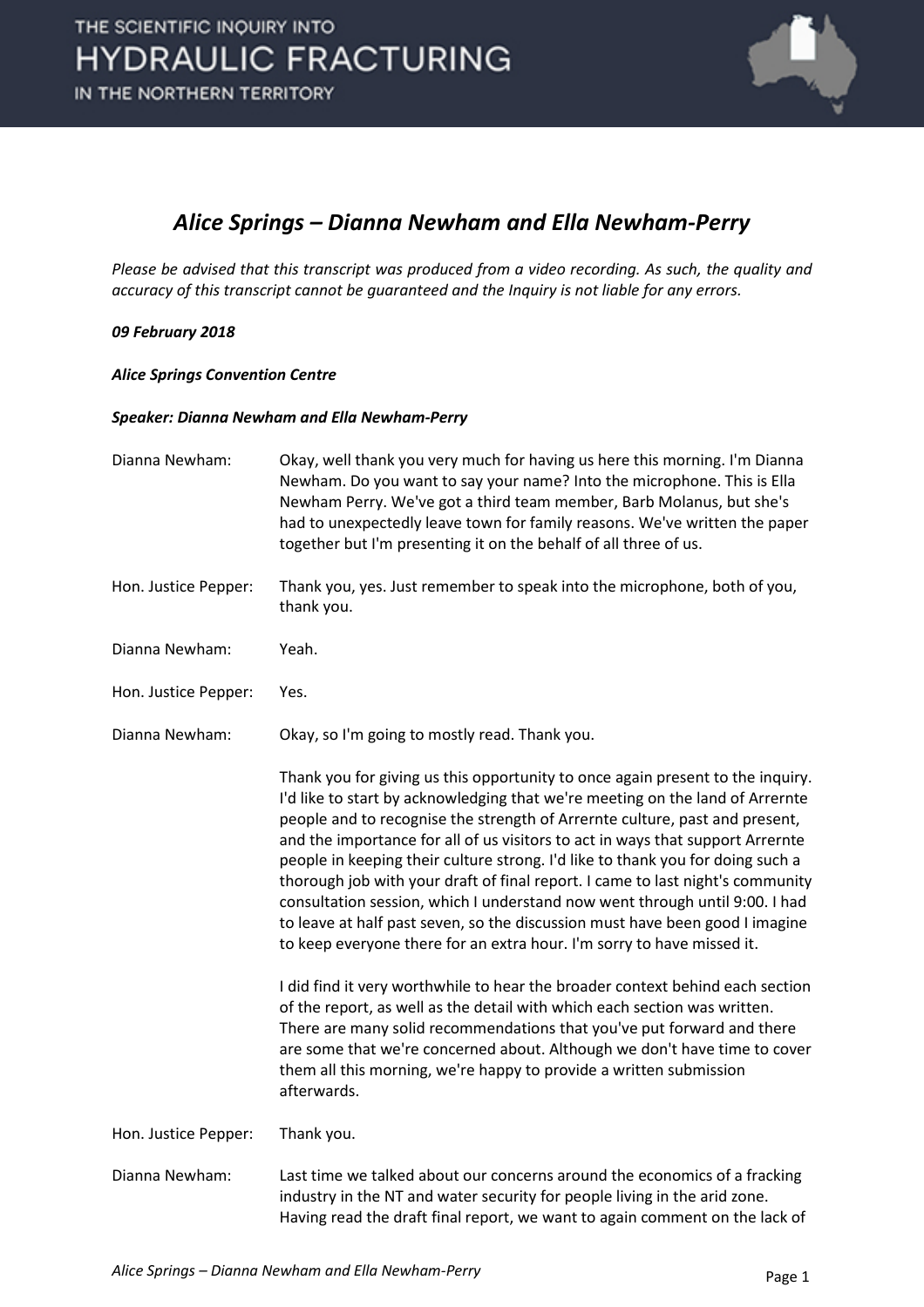# Alice Springs – Dianna Newham and Ella Newham-Perry

*Please be advised that this transcript was produced from a video recording. As such, the quality and accuracy of this transcript cannot be guaranteed and the Inquiry is not liable for any errors.*

***09 February 2018***

***Alice Springs Convention Centre***

***Speaker: Dianna Newham and Ella Newham-Perry***

Dianna Newham: Okay, well thank you very much for having us here this morning. I'm Dianna Newham. Do you want to say your name? Into the microphone. This is Ella Newham Perry. We've got a third team member, Barb Molanus, but she's had to unexpectedly leave town for family reasons. We've written the paper together but I'm presenting it on the behalf of all three of us.

Hon. Justice Pepper: Thank you, yes. Just remember to speak into the microphone, both of you, thank you.

Dianna Newham: Yeah.

Hon. Justice Pepper: Yes.

Dianna Newham: Okay, so I'm going to mostly read. Thank you.

Thank you for giving us this opportunity to once again present to the inquiry. I'd like to start by acknowledging that we're meeting on the land of Arrernte people and to recognise the strength of Arrernte culture, past and present, and the importance for all of us visitors to act in ways that support Arrernte people in keeping their culture strong. I'd like to thank you for doing such a thorough job with your draft of final report. I came to last night's community consultation session, which I understand now went through until 9:00. I had to leave at half past seven, so the discussion must have been good I imagine to keep everyone there for an extra hour. I'm sorry to have missed it.

I did find it very worthwhile to hear the broader context behind each section of the report, as well as the detail with which each section was written. There are many solid recommendations that you've put forward and there are some that we're concerned about. Although we don't have time to cover them all this morning, we're happy to provide a written submission afterwards.

Hon. Justice Pepper: Thank you.

Dianna Newham: Last time we talked about our concerns around the economics of a fracking industry in the NT and water security for people living in the arid zone. Having read the draft final report, we want to again comment on the lack of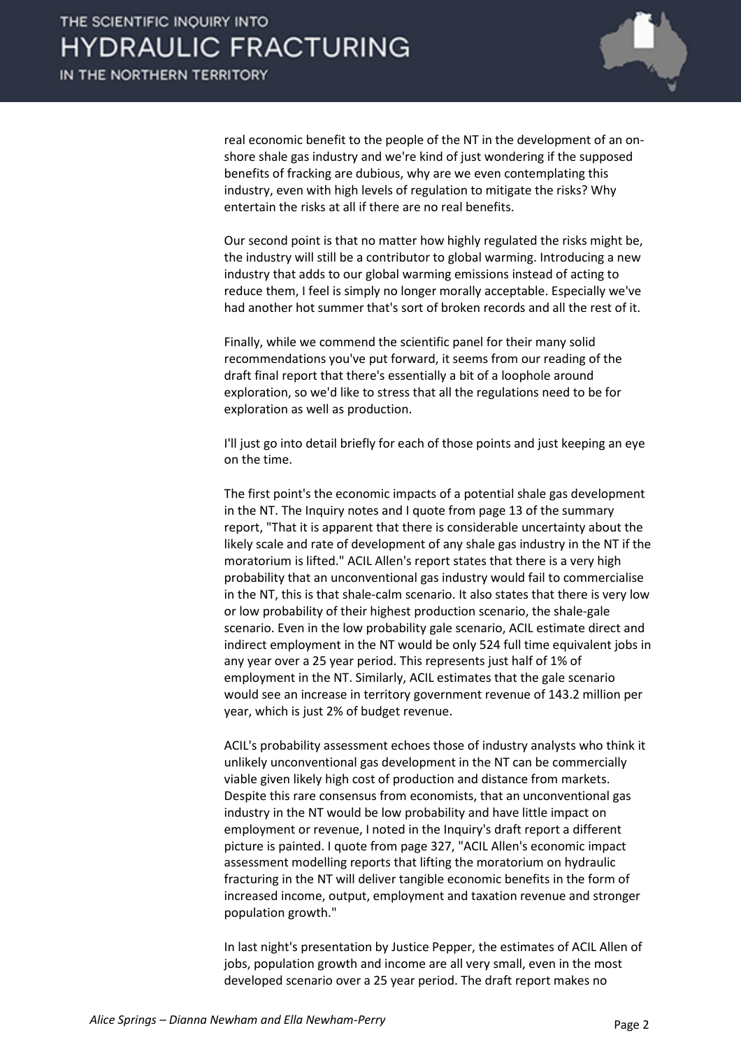real economic benefit to the people of the NT in the development of an on-shore shale gas industry and we're kind of just wondering if the supposed benefits of fracking are dubious, why are we even contemplating this industry, even with high levels of regulation to mitigate the risks? Why entertain the risks at all if there are no real benefits.

Our second point is that no matter how highly regulated the risks might be, the industry will still be a contributor to global warming. Introducing a new industry that adds to our global warming emissions instead of acting to reduce them, I feel is simply no longer morally acceptable. Especially we've had another hot summer that's sort of broken records and all the rest of it.

Finally, while we commend the scientific panel for their many solid recommendations you've put forward, it seems from our reading of the draft final report that there's essentially a bit of a loophole around exploration, so we'd like to stress that all the regulations need to be for exploration as well as production.

I'll just go into detail briefly for each of those points and just keeping an eye on the time.

The first point's the economic impacts of a potential shale gas development in the NT. The Inquiry notes and I quote from page 13 of the summary report, "That it is apparent that there is considerable uncertainty about the likely scale and rate of development of any shale gas industry in the NT if the moratorium is lifted." ACIL Allen's report states that there is a very high probability that an unconventional gas industry would fail to commercialise in the NT, this is that shale-calm scenario. It also states that there is very low or low probability of their highest production scenario, the shale-gale scenario. Even in the low probability gale scenario, ACIL estimate direct and indirect employment in the NT would be only 524 full time equivalent jobs in any year over a 25 year period. This represents just half of 1% of employment in the NT. Similarly, ACIL estimates that the gale scenario would see an increase in territory government revenue of 143.2 million per year, which is just 2% of budget revenue.

ACIL's probability assessment echoes those of industry analysts who think it unlikely unconventional gas development in the NT can be commercially viable given likely high cost of production and distance from markets. Despite this rare consensus from economists, that an unconventional gas industry in the NT would be low probability and have little impact on employment or revenue, I noted in the Inquiry's draft report a different picture is painted. I quote from page 327, "ACIL Allen's economic impact assessment modelling reports that lifting the moratorium on hydraulic fracturing in the NT will deliver tangible economic benefits in the form of increased income, output, employment and taxation revenue and stronger population growth."

In last night's presentation by Justice Pepper, the estimates of ACIL Allen of jobs, population growth and income are all very small, even in the most developed scenario over a 25 year period. The draft report makes no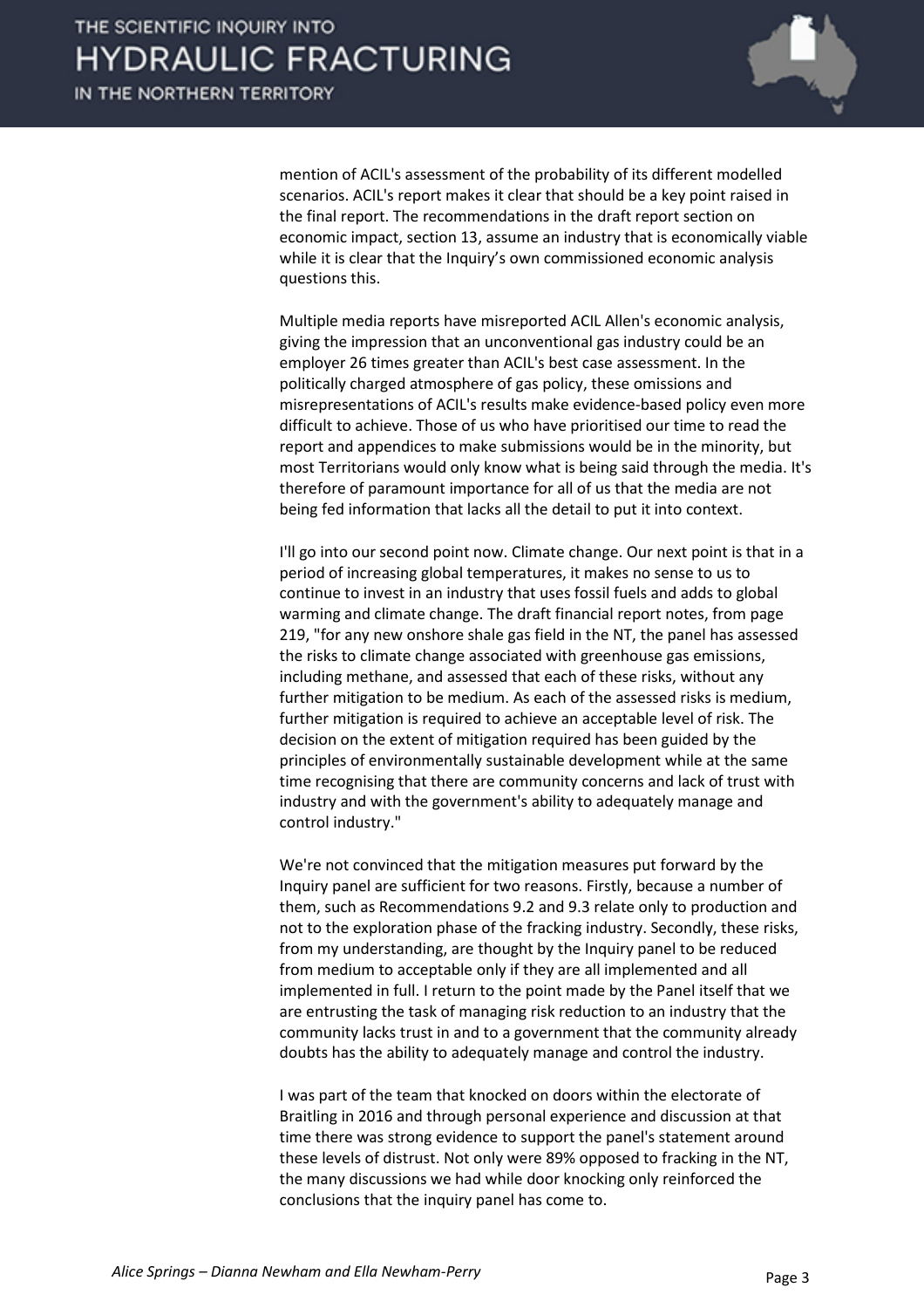mention of ACIL's assessment of the probability of its different modelled scenarios. ACIL's report makes it clear that should be a key point raised in the final report. The recommendations in the draft report section on economic impact, section 13, assume an industry that is economically viable while it is clear that the Inquiry's own commissioned economic analysis questions this.

Multiple media reports have misreported ACIL Allen's economic analysis, giving the impression that an unconventional gas industry could be an employer 26 times greater than ACIL's best case assessment. In the politically charged atmosphere of gas policy, these omissions and misrepresentations of ACIL's results make evidence-based policy even more difficult to achieve. Those of us who have prioritised our time to read the report and appendices to make submissions would be in the minority, but most Territorians would only know what is being said through the media. It's therefore of paramount importance for all of us that the media are not being fed information that lacks all the detail to put it into context.

I'll go into our second point now. Climate change. Our next point is that in a period of increasing global temperatures, it makes no sense to us to continue to invest in an industry that uses fossil fuels and adds to global warming and climate change. The draft financial report notes, from page 219, "for any new onshore shale gas field in the NT, the panel has assessed the risks to climate change associated with greenhouse gas emissions, including methane, and assessed that each of these risks, without any further mitigation to be medium. As each of the assessed risks is medium, further mitigation is required to achieve an acceptable level of risk. The decision on the extent of mitigation required has been guided by the principles of environmentally sustainable development while at the same time recognising that there are community concerns and lack of trust with industry and with the government's ability to adequately manage and control industry."

We're not convinced that the mitigation measures put forward by the Inquiry panel are sufficient for two reasons. Firstly, because a number of them, such as Recommendations 9.2 and 9.3 relate only to production and not to the exploration phase of the fracking industry. Secondly, these risks, from my understanding, are thought by the Inquiry panel to be reduced from medium to acceptable only if they are all implemented and all implemented in full. I return to the point made by the Panel itself that we are entrusting the task of managing risk reduction to an industry that the community lacks trust in and to a government that the community already doubts has the ability to adequately manage and control the industry.

I was part of the team that knocked on doors within the electorate of Braitling in 2016 and through personal experience and discussion at that time there was strong evidence to support the panel's statement around these levels of distrust. Not only were 89% opposed to fracking in the NT, the many discussions we had while door knocking only reinforced the conclusions that the inquiry panel has come to.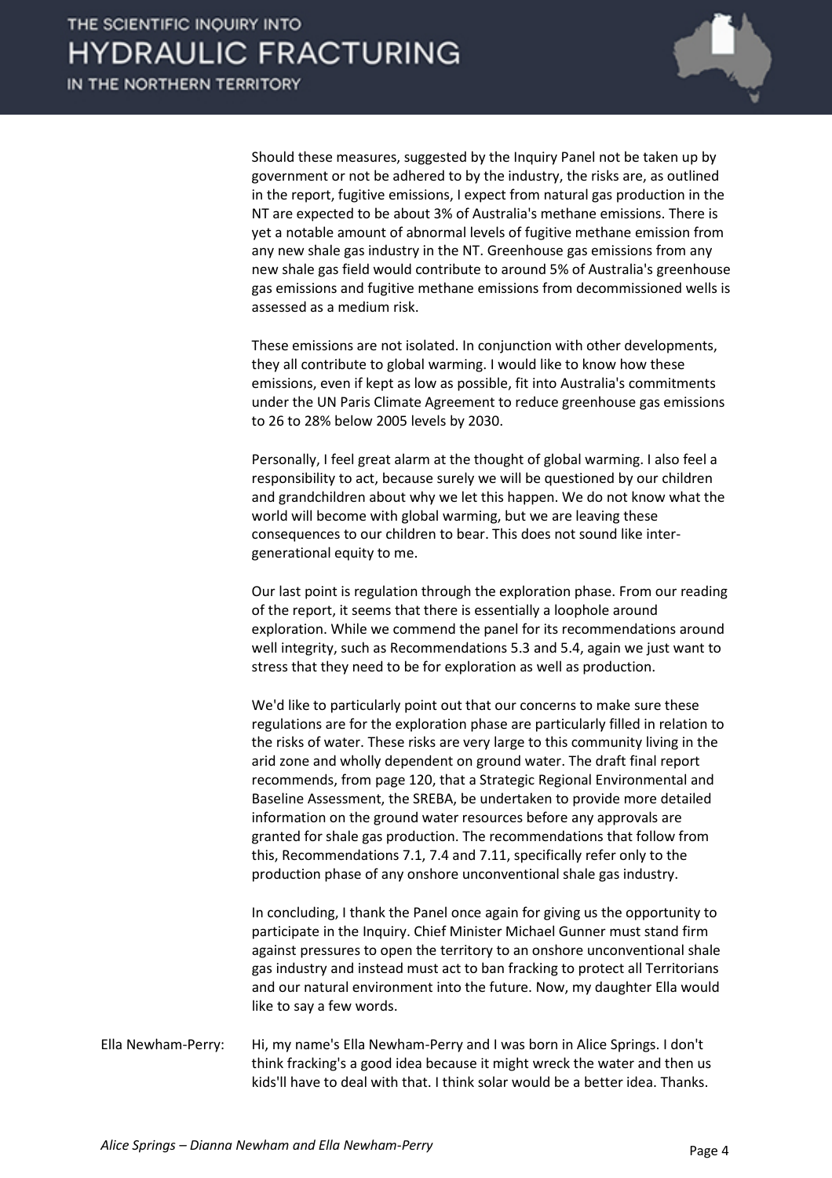Should these measures, suggested by the Inquiry Panel not be taken up by government or not be adhered to by the industry, the risks are, as outlined in the report, fugitive emissions, I expect from natural gas production in the NT are expected to be about 3% of Australia's methane emissions. There is yet a notable amount of abnormal levels of fugitive methane emission from any new shale gas industry in the NT. Greenhouse gas emissions from any new shale gas field would contribute to around 5% of Australia's greenhouse gas emissions and fugitive methane emissions from decommissioned wells is assessed as a medium risk.

These emissions are not isolated. In conjunction with other developments, they all contribute to global warming. I would like to know how these emissions, even if kept as low as possible, fit into Australia's commitments under the UN Paris Climate Agreement to reduce greenhouse gas emissions to 26 to 28% below 2005 levels by 2030.

Personally, I feel great alarm at the thought of global warming. I also feel a responsibility to act, because surely we will be questioned by our children and grandchildren about why we let this happen. We do not know what the world will become with global warming, but we are leaving these consequences to our children to bear. This does not sound like inter-generational equity to me.

Our last point is regulation through the exploration phase. From our reading of the report, it seems that there is essentially a loophole around exploration. While we commend the panel for its recommendations around well integrity, such as Recommendations 5.3 and 5.4, again we just want to stress that they need to be for exploration as well as production.

We'd like to particularly point out that our concerns to make sure these regulations are for the exploration phase are particularly filled in relation to the risks of water. These risks are very large to this community living in the arid zone and wholly dependent on ground water. The draft final report recommends, from page 120, that a Strategic Regional Environmental and Baseline Assessment, the SREBA, be undertaken to provide more detailed information on the ground water resources before any approvals are granted for shale gas production. The recommendations that follow from this, Recommendations 7.1, 7.4 and 7.11, specifically refer only to the production phase of any onshore unconventional shale gas industry.

In concluding, I thank the Panel once again for giving us the opportunity to participate in the Inquiry. Chief Minister Michael Gunner must stand firm against pressures to open the territory to an onshore unconventional shale gas industry and instead must act to ban fracking to protect all Territorians and our natural environment into the future. Now, my daughter Ella would like to say a few words.

Ella Newham-Perry: Hi, my name's Ella Newham-Perry and I was born in Alice Springs. I don't think fracking's a good idea because it might wreck the water and then us kids'll have to deal with that. I think solar would be a better idea. Thanks.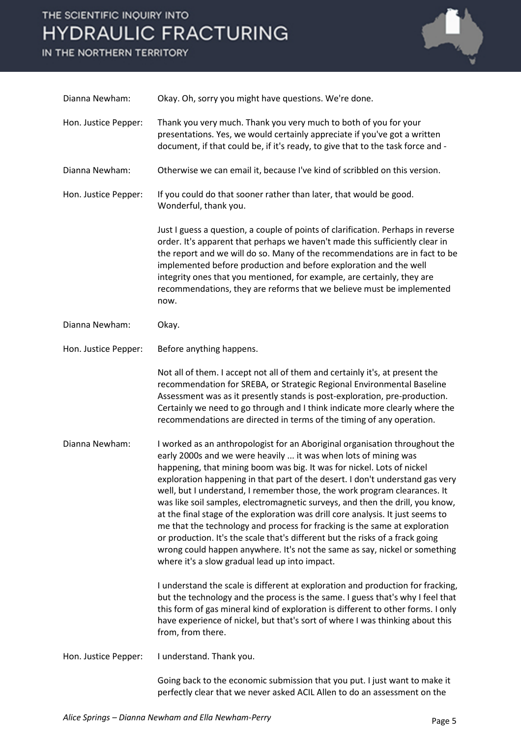Dianna Newham: Okay. Oh, sorry you might have questions. We're done.

Hon. Justice Pepper: Thank you very much. Thank you very much to both of you for your presentations. Yes, we would certainly appreciate if you've got a written document, if that could be, if it's ready, to give that to the task force and -

Dianna Newham: Otherwise we can email it, because I've kind of scribbled on this version.

Hon. Justice Pepper: If you could do that sooner rather than later, that would be good. Wonderful, thank you.

Just I guess a question, a couple of points of clarification. Perhaps in reverse order. It's apparent that perhaps we haven't made this sufficiently clear in the report and we will do so. Many of the recommendations are in fact to be implemented before production and before exploration and the well integrity ones that you mentioned, for example, are certainly, they are recommendations, they are reforms that we believe must be implemented now.

Dianna Newham: Okay.

Hon. Justice Pepper: Before anything happens.

Not all of them. I accept not all of them and certainly it's, at present the recommendation for SREBA, or Strategic Regional Environmental Baseline Assessment was as it presently stands is post-exploration, pre-production. Certainly we need to go through and I think indicate more clearly where the recommendations are directed in terms of the timing of any operation.

Dianna Newham: I worked as an anthropologist for an Aboriginal organisation throughout the early 2000s and we were heavily ... it was when lots of mining was happening, that mining boom was big. It was for nickel. Lots of nickel exploration happening in that part of the desert. I don't understand gas very well, but I understand, I remember those, the work program clearances. It was like soil samples, electromagnetic surveys, and then the drill, you know, at the final stage of the exploration was drill core analysis. It just seems to me that the technology and process for fracking is the same at exploration or production. It's the scale that's different but the risks of a frack going wrong could happen anywhere. It's not the same as say, nickel or something where it's a slow gradual lead up into impact.

I understand the scale is different at exploration and production for fracking, but the technology and the process is the same. I guess that's why I feel that this form of gas mineral kind of exploration is different to other forms. I only have experience of nickel, but that's sort of where I was thinking about this from, from there.

Hon. Justice Pepper: I understand. Thank you.

Going back to the economic submission that you put. I just want to make it perfectly clear that we never asked ACIL Allen to do an assessment on the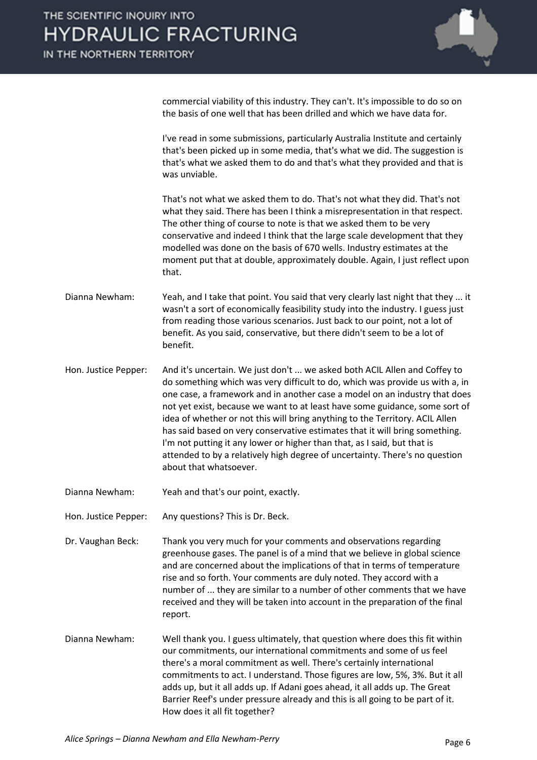commercial viability of this industry. They can't. It's impossible to do so on the basis of one well that has been drilled and which we have data for.

I've read in some submissions, particularly Australia Institute and certainly that's been picked up in some media, that's what we did. The suggestion is that's what we asked them to do and that's what they provided and that is was unviable.

That's not what we asked them to do. That's not what they did. That's not what they said. There has been I think a misrepresentation in that respect. The other thing of course to note is that we asked them to be very conservative and indeed I think that the large scale development that they modelled was done on the basis of 670 wells. Industry estimates at the moment put that at double, approximately double. Again, I just reflect upon that.

**Dianna Newham:** Yeah, and I take that point. You said that very clearly last night that they ... it wasn't a sort of economically feasibility study into the industry. I guess just from reading those various scenarios. Just back to our point, not a lot of benefit. As you said, conservative, but there didn't seem to be a lot of benefit.

**Hon. Justice Pepper:** And it's uncertain. We just don't ... we asked both ACIL Allen and Coffey to do something which was very difficult to do, which was provide us with a, in one case, a framework and in another case a model on an industry that does not yet exist, because we want to at least have some guidance, some sort of idea of whether or not this will bring anything to the Territory. ACIL Allen has said based on very conservative estimates that it will bring something. I'm not putting it any lower or higher than that, as I said, but that is attended to by a relatively high degree of uncertainty. There's no question about that whatsoever.

**Dianna Newham:** Yeah and that's our point, exactly.

**Hon. Justice Pepper:** Any questions? This is Dr. Beck.

**Dr. Vaughan Beck:** Thank you very much for your comments and observations regarding greenhouse gases. The panel is of a mind that we believe in global science and are concerned about the implications of that in terms of temperature rise and so forth. Your comments are duly noted. They accord with a number of ... they are similar to a number of other comments that we have received and they will be taken into account in the preparation of the final report.

**Dianna Newham:** Well thank you. I guess ultimately, that question where does this fit within our commitments, our international commitments and some of us feel there's a moral commitment as well. There's certainly international commitments to act. I understand. Those figures are low, 5%, 3%. But it all adds up, but it all adds up. If Adani goes ahead, it all adds up. The Great Barrier Reef's under pressure already and this is all going to be part of it. How does it all fit together?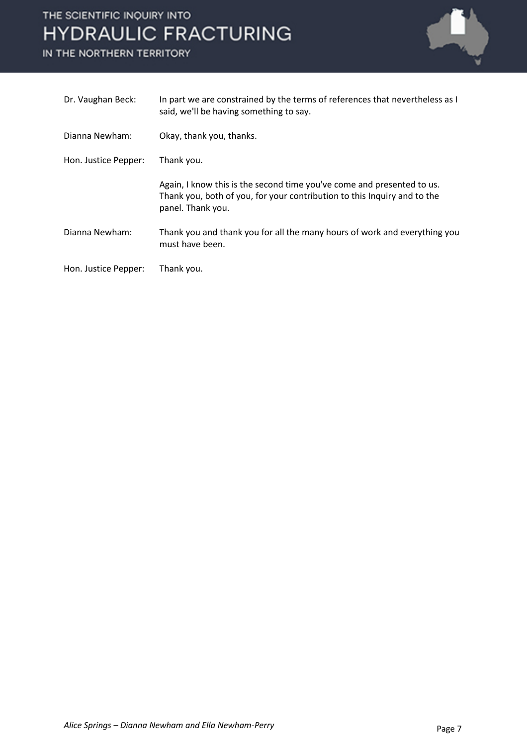Dr. Vaughan Beck: In part we are constrained by the terms of references that nevertheless as I said, we'll be having something to say.

Dianna Newham: Okay, thank you, thanks.

Hon. Justice Pepper: Thank you.

Again, I know this is the second time you've come and presented to us. Thank you, both of you, for your contribution to this Inquiry and to the panel. Thank you.

Dianna Newham: Thank you and thank you for all the many hours of work and everything you must have been.

Hon. Justice Pepper: Thank you.